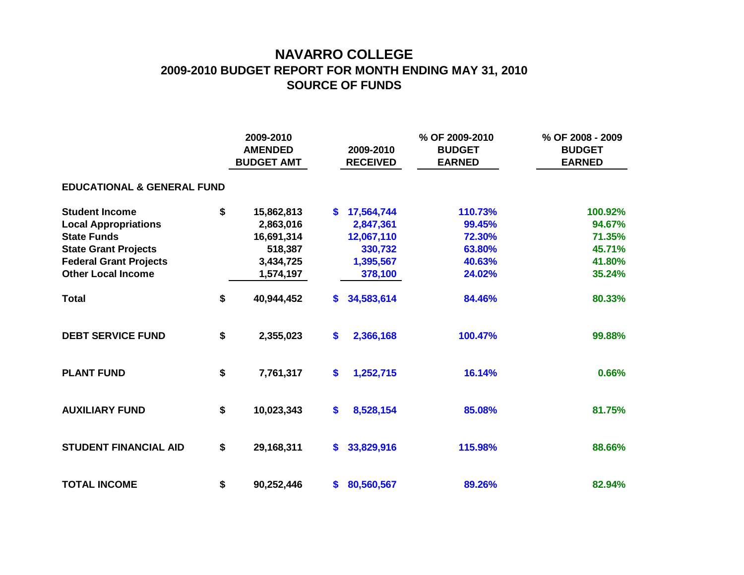# NAVARRO COLLEGE

## 2009-2010 BUDGET REPORT FOR MONTH ENDING MAY 31, 2010

## SOURCE OF FUNDS

| | 2009-2010 AMENDED BUDGET AMT | 2009-2010 RECEIVED | % OF 2009-2010 BUDGET EARNED | % OF 2008 - 2009 BUDGET EARNED |
|---|---|---|---|---|
| **EDUCATIONAL & GENERAL FUND** | | | | |
| **Student Income** | $ 15,862,813 | $ 17,564,744 | 110.73% | 100.92% |
| **Local Appropriations** | 2,863,016 | 2,847,361 | 99.45% | 94.67% |
| **State Funds** | 16,691,314 | 12,067,110 | 72.30% | 71.35% |
| **State Grant Projects** | 518,387 | 330,732 | 63.80% | 45.71% |
| **Federal Grant Projects** | 3,434,725 | 1,395,567 | 40.63% | 41.80% |
| **Other Local Income** | 1,574,197 | 378,100 | 24.02% | 35.24% |
| **Total** | $ 40,944,452 | $ 34,583,614 | 84.46% | 80.33% |
| **DEBT SERVICE FUND** | $ 2,355,023 | $ 2,366,168 | 100.47% | 99.88% |
| **PLANT FUND** | $ 7,761,317 | $ 1,252,715 | 16.14% | 0.66% |
| **AUXILIARY FUND** | $ 10,023,343 | $ 8,528,154 | 85.08% | 81.75% |
| **STUDENT FINANCIAL AID** | $ 29,168,311 | $ 33,829,916 | 115.98% | 88.66% |
| **TOTAL INCOME** | $ 90,252,446 | $ 80,560,567 | 89.26% | 82.94% |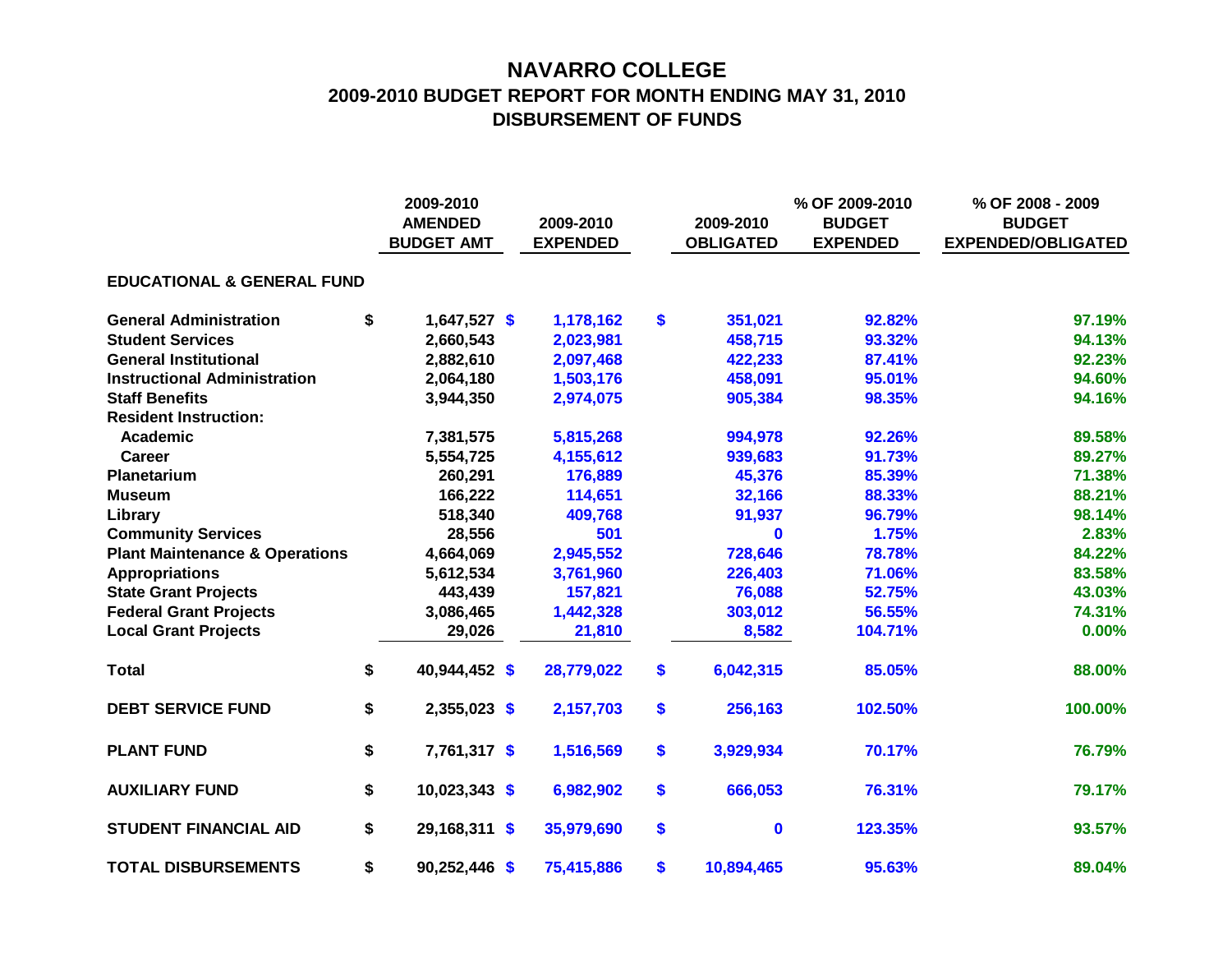# NAVARRO COLLEGE
## 2009-2010 BUDGET REPORT FOR MONTH ENDING MAY 31, 2010
## DISBURSEMENT OF FUNDS

| | 2009-2010 AMENDED BUDGET AMT | 2009-2010 EXPENDED | 2009-2010 OBLIGATED | % OF 2009-2010 BUDGET EXPENDED | % OF 2008 - 2009 BUDGET EXPENDED/OBLIGATED |
|---|---|---|---|---|---|
| **EDUCATIONAL & GENERAL FUND** | | | | | |
| General Administration | $ 1,647,527 | $ 1,178,162 | $ 351,021 | 92.82% | 97.19% |
| Student Services | 2,660,543 | 2,023,981 | 458,715 | 93.32% | 94.13% |
| General Institutional | 2,882,610 | 2,097,468 | 422,233 | 87.41% | 92.23% |
| Instructional Administration | 2,064,180 | 1,503,176 | 458,091 | 95.01% | 94.60% |
| Staff Benefits | 3,944,350 | 2,974,075 | 905,384 | 98.35% | 94.16% |
| Resident Instruction: | | | | | |
| Academic | 7,381,575 | 5,815,268 | 994,978 | 92.26% | 89.58% |
| Career | 5,554,725 | 4,155,612 | 939,683 | 91.73% | 89.27% |
| Planetarium | 260,291 | 176,889 | 45,376 | 85.39% | 71.38% |
| Museum | 166,222 | 114,651 | 32,166 | 88.33% | 88.21% |
| Library | 518,340 | 409,768 | 91,937 | 96.79% | 98.14% |
| Community Services | 28,556 | 501 | 0 | 1.75% | 2.83% |
| Plant Maintenance & Operations | 4,664,069 | 2,945,552 | 728,646 | 78.78% | 84.22% |
| Appropriations | 5,612,534 | 3,761,960 | 226,403 | 71.06% | 83.58% |
| State Grant Projects | 443,439 | 157,821 | 76,088 | 52.75% | 43.03% |
| Federal Grant Projects | 3,086,465 | 1,442,328 | 303,012 | 56.55% | 74.31% |
| Local Grant Projects | 29,026 | 21,810 | 8,582 | 104.71% | 0.00% |
| **Total** | $ 40,944,452 | $ 28,779,022 | $ 6,042,315 | 85.05% | 88.00% |
| **DEBT SERVICE FUND** | $ 2,355,023 | $ 2,157,703 | $ 256,163 | 102.50% | 100.00% |
| **PLANT FUND** | $ 7,761,317 | $ 1,516,569 | $ 3,929,934 | 70.17% | 76.79% |
| **AUXILIARY FUND** | $ 10,023,343 | $ 6,982,902 | $ 666,053 | 76.31% | 79.17% |
| **STUDENT FINANCIAL AID** | $ 29,168,311 | $ 35,979,690 | $ 0 | 123.35% | 93.57% |
| **TOTAL DISBURSEMENTS** | $ 90,252,446 | $ 75,415,886 | $ 10,894,465 | 95.63% | 89.04% |